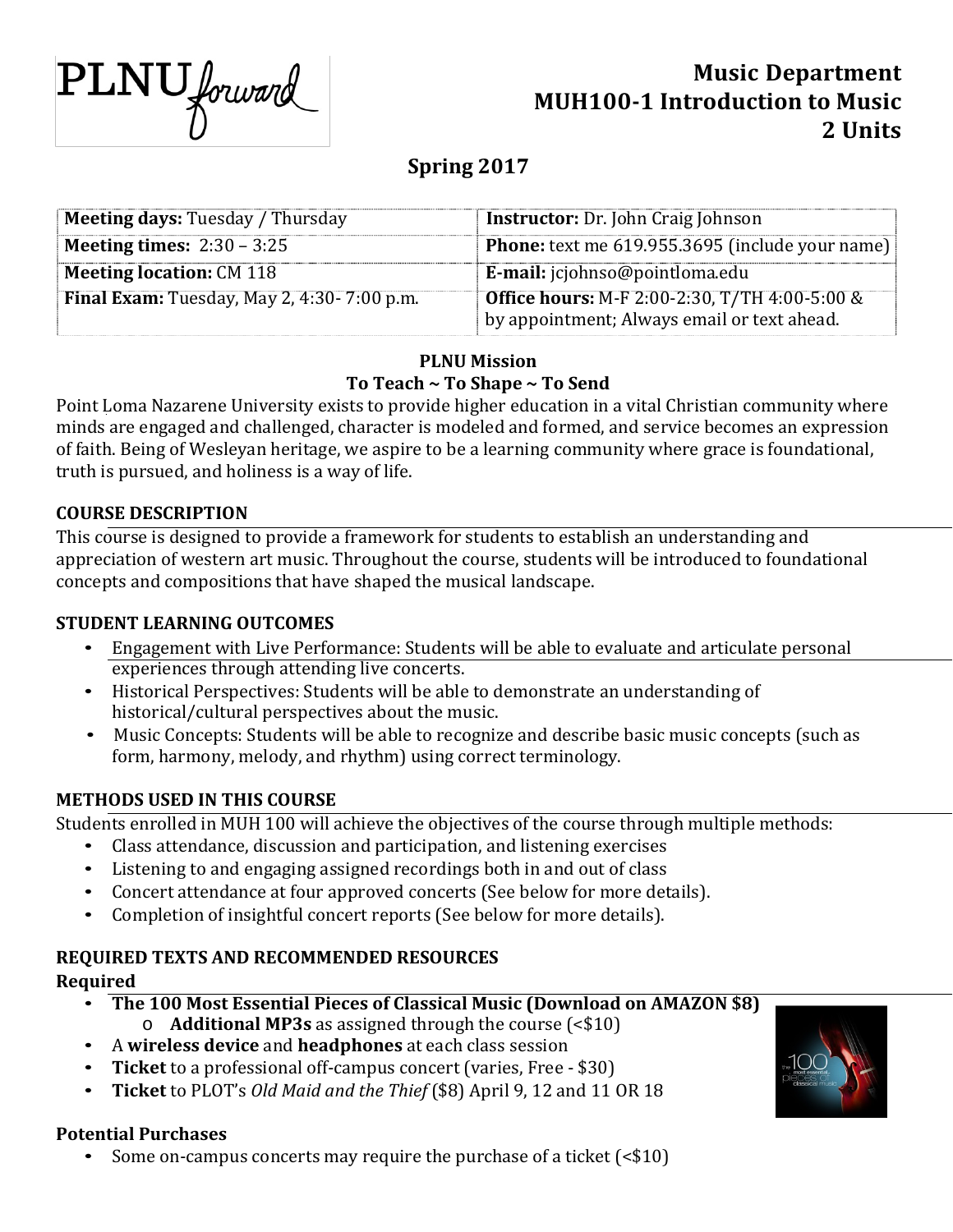PLNU forward

# Music Department
# MUH100-1 Introduction to Music
# 2 Units

## Spring 2017

| **Meeting days:** Tuesday / Thursday | **Instructor:** Dr. John Craig Johnson |
|---|---|
| **Meeting times:** 2:30 – 3:25 | **Phone:** text me 619.955.3695 (include your name) |
| **Meeting location:** CM 118 | **E-mail:** jcjohnso@pointloma.edu |
| **Final Exam:** Tuesday, May 2, 4:30- 7:00 p.m. | **Office hours:** M-F 2:00-2:30, T/TH 4:00-5:00 & by appointment; Always email or text ahead. |

**PLNU Mission**
**To Teach ~ To Shape ~ To Send**

Point Loma Nazarene University exists to provide higher education in a vital Christian community where minds are engaged and challenged, character is modeled and formed, and service becomes an expression of faith. Being of Wesleyan heritage, we aspire to be a learning community where grace is foundational, truth is pursued, and holiness is a way of life.

## COURSE DESCRIPTION

This course is designed to provide a framework for students to establish an understanding and appreciation of western art music. Throughout the course, students will be introduced to foundational concepts and compositions that have shaped the musical landscape.

## STUDENT LEARNING OUTCOMES

- Engagement with Live Performance: Students will be able to evaluate and articulate personal experiences through attending live concerts.
- Historical Perspectives: Students will be able to demonstrate an understanding of historical/cultural perspectives about the music.
- Music Concepts: Students will be able to recognize and describe basic music concepts (such as form, harmony, melody, and rhythm) using correct terminology.

## METHODS USED IN THIS COURSE

Students enrolled in MUH 100 will achieve the objectives of the course through multiple methods:

- Class attendance, discussion and participation, and listening exercises
- Listening to and engaging assigned recordings both in and out of class
- Concert attendance at four approved concerts (See below for more details).
- Completion of insightful concert reports (See below for more details).

## REQUIRED TEXTS AND RECOMMENDED RESOURCES

**Required**

- **The 100 Most Essential Pieces of Classical Music (Download on AMAZON $8)**
  - o **Additional MP3s** as assigned through the course (<$10)
- A **wireless device** and **headphones** at each class session
- **Ticket** to a professional off-campus concert (varies, Free - $30)
- **Ticket** to PLOT's *Old Maid and the Thief* ($8) April 9, 12 and 11 OR 18

**Potential Purchases**

- Some on-campus concerts may require the purchase of a ticket (<$10)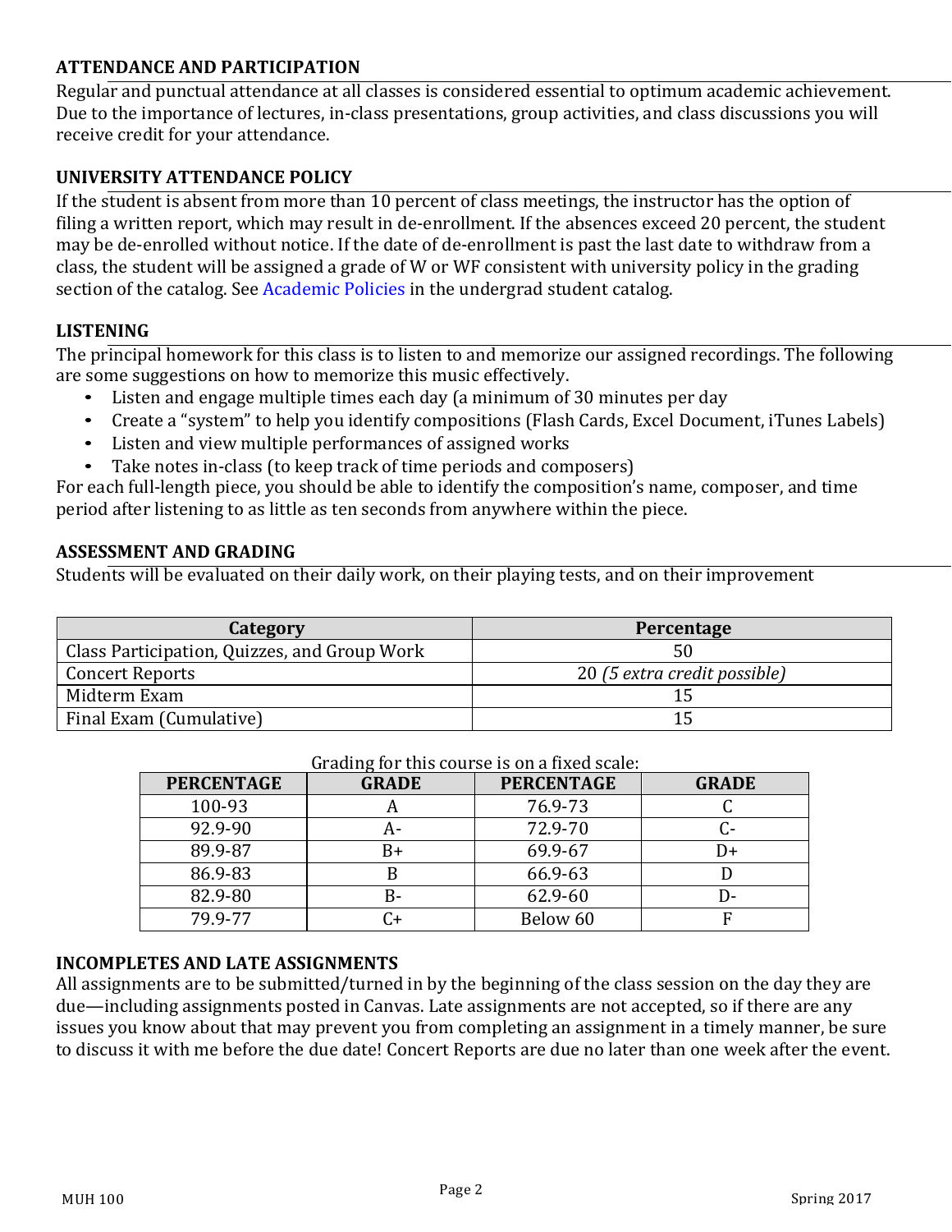### ATTENDANCE AND PARTICIPATION

Regular and punctual attendance at all classes is considered essential to optimum academic achievement. Due to the importance of lectures, in-class presentations, group activities, and class discussions you will receive credit for your attendance.

### UNIVERSITY ATTENDANCE POLICY

If the student is absent from more than 10 percent of class meetings, the instructor has the option of filing a written report, which may result in de-enrollment. If the absences exceed 20 percent, the student may be de-enrolled without notice. If the date of de-enrollment is past the last date to withdraw from a class, the student will be assigned a grade of W or WF consistent with university policy in the grading section of the catalog. See Academic Policies in the undergrad student catalog.

### LISTENING

The principal homework for this class is to listen to and memorize our assigned recordings. The following are some suggestions on how to memorize this music effectively.

- Listen and engage multiple times each day (a minimum of 30 minutes per day
- Create a "system" to help you identify compositions (Flash Cards, Excel Document, iTunes Labels)
- Listen and view multiple performances of assigned works
- Take notes in-class (to keep track of time periods and composers)

For each full-length piece, you should be able to identify the composition's name, composer, and time period after listening to as little as ten seconds from anywhere within the piece.

### ASSESSMENT AND GRADING

Students will be evaluated on their daily work, on their playing tests, and on their improvement

| Category | Percentage |
|---|---|
| Class Participation, Quizzes, and Group Work | 50 |
| Concert Reports | 20 *(5 extra credit possible)* |
| Midterm Exam | 15 |
| Final Exam (Cumulative) | 15 |

Grading for this course is on a fixed scale:

| PERCENTAGE | GRADE | PERCENTAGE | GRADE |
|---|---|---|---|
| 100-93 | A | 76.9-73 | C |
| 92.9-90 | A- | 72.9-70 | C- |
| 89.9-87 | B+ | 69.9-67 | D+ |
| 86.9-83 | B | 66.9-63 | D |
| 82.9-80 | B- | 62.9-60 | D- |
| 79.9-77 | C+ | Below 60 | F |

### INCOMPLETES AND LATE ASSIGNMENTS

All assignments are to be submitted/turned in by the beginning of the class session on the day they are due—including assignments posted in Canvas. Late assignments are not accepted, so if there are any issues you know about that may prevent you from completing an assignment in a timely manner, be sure to discuss it with me before the due date! Concert Reports are due no later than one week after the event.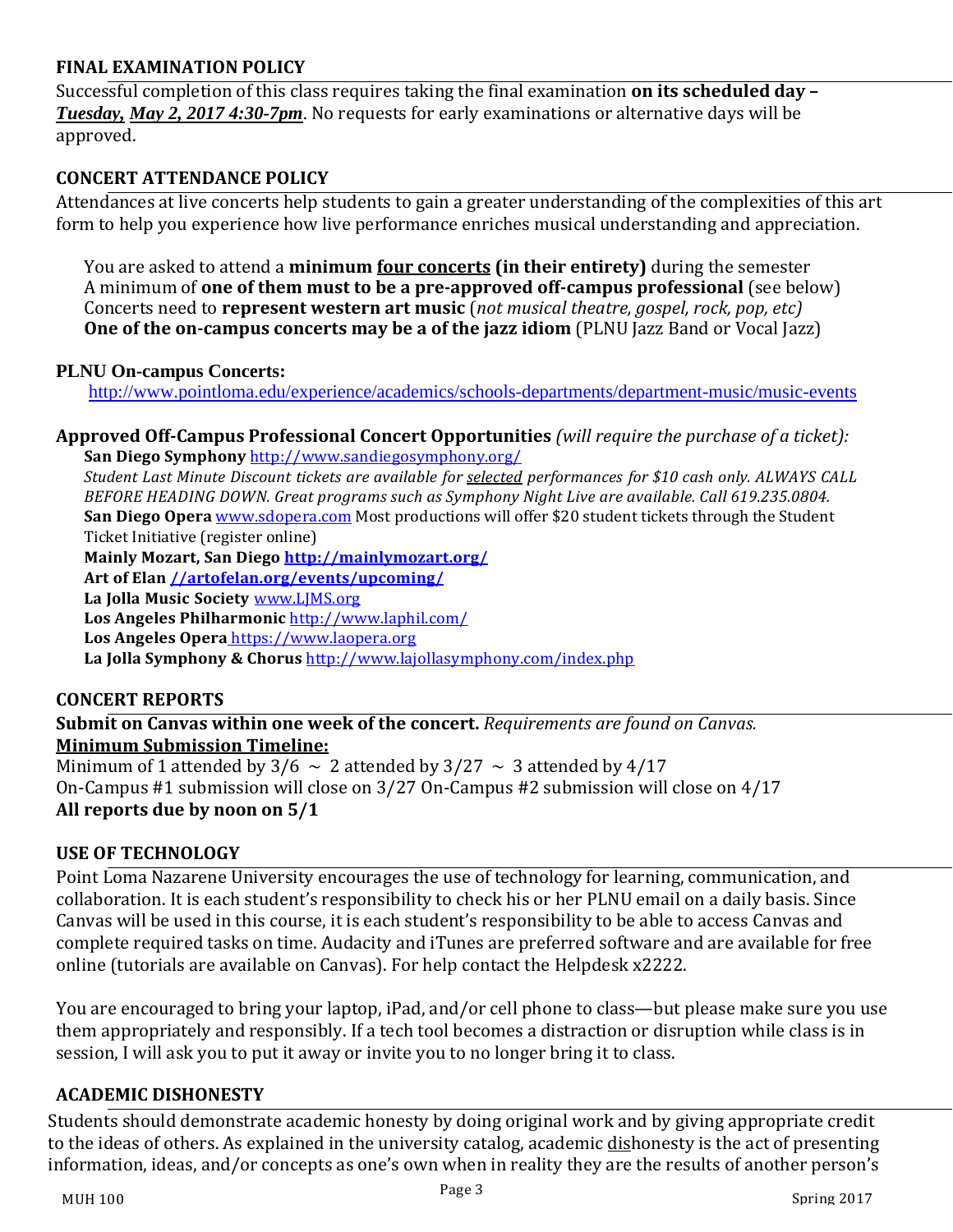## FINAL EXAMINATION POLICY

Successful completion of this class requires taking the final examination **on its scheduled day –** ***Tuesday, May 2, 2017 4:30-7pm***. No requests for early examinations or alternative days will be approved.

## CONCERT ATTENDANCE POLICY

Attendances at live concerts help students to gain a greater understanding of the complexities of this art form to help you experience how live performance enriches musical understanding and appreciation.

You are asked to attend a **minimum four concerts (in their entirety)** during the semester
A minimum of **one of them must to be a pre-approved off-campus professional** (see below)
Concerts need to **represent western art music** (*not musical theatre, gospel, rock, pop, etc)*
**One of the on-campus concerts may be a of the jazz idiom** (PLNU Jazz Band or Vocal Jazz)

**PLNU On-campus Concerts:**
http://www.pointloma.edu/experience/academics/schools-departments/department-music/music-events

**Approved Off-Campus Professional Concert Opportunities** *(will require the purchase of a ticket):*

**San Diego Symphony** http://www.sandiegosymphony.org/
*Student Last Minute Discount tickets are available for selected performances for $10 cash only. ALWAYS CALL BEFORE HEADING DOWN. Great programs such as Symphony Night Live are available. Call 619.235.0804.*
**San Diego Opera** www.sdopera.com Most productions will offer $20 student tickets through the Student Ticket Initiative (register online)
**Mainly Mozart, San Diego** **http://mainlymozart.org/**
**Art of Elan** **//artofelan.org/events/upcoming/**
**La Jolla Music Society** www.LJMS.org
**Los Angeles Philharmonic** http://www.laphil.com/
**Los Angeles Opera** https://www.laopera.org
**La Jolla Symphony & Chorus** http://www.lajollasymphony.com/index.php

## CONCERT REPORTS

**Submit on Canvas within one week of the concert.** *Requirements are found on Canvas.*
**Minimum Submission Timeline:**
Minimum of 1 attended by 3/6 ~ 2 attended by 3/27 ~ 3 attended by 4/17
On-Campus #1 submission will close on 3/27 On-Campus #2 submission will close on 4/17
**All reports due by noon on 5/1**

## USE OF TECHNOLOGY

Point Loma Nazarene University encourages the use of technology for learning, communication, and collaboration. It is each student's responsibility to check his or her PLNU email on a daily basis. Since Canvas will be used in this course, it is each student's responsibility to be able to access Canvas and complete required tasks on time. Audacity and iTunes are preferred software and are available for free online (tutorials are available on Canvas). For help contact the Helpdesk x2222.

You are encouraged to bring your laptop, iPad, and/or cell phone to class—but please make sure you use them appropriately and responsibly. If a tech tool becomes a distraction or disruption while class is in session, I will ask you to put it away or invite you to no longer bring it to class.

## ACADEMIC DISHONESTY

Students should demonstrate academic honesty by doing original work and by giving appropriate credit to the ideas of others. As explained in the university catalog, academic dishonesty is the act of presenting information, ideas, and/or concepts as one's own when in reality they are the results of another person's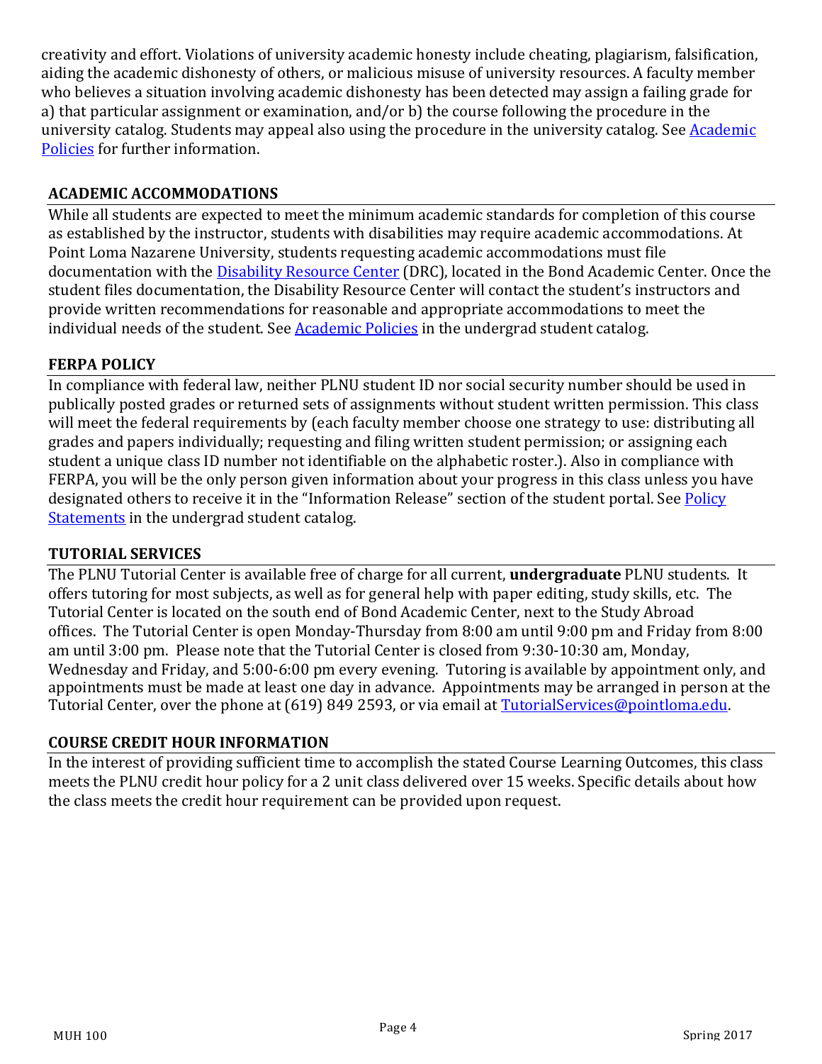creativity and effort. Violations of university academic honesty include cheating, plagiarism, falsification, aiding the academic dishonesty of others, or malicious misuse of university resources. A faculty member who believes a situation involving academic dishonesty has been detected may assign a failing grade for a) that particular assignment or examination, and/or b) the course following the procedure in the university catalog. Students may appeal also using the procedure in the university catalog. See [Academic Policies] for further information.

## ACADEMIC ACCOMMODATIONS

While all students are expected to meet the minimum academic standards for completion of this course as established by the instructor, students with disabilities may require academic accommodations. At Point Loma Nazarene University, students requesting academic accommodations must file documentation with the [Disability Resource Center] (DRC), located in the Bond Academic Center. Once the student files documentation, the Disability Resource Center will contact the student's instructors and provide written recommendations for reasonable and appropriate accommodations to meet the individual needs of the student. See [Academic Policies] in the undergrad student catalog.

## FERPA POLICY

In compliance with federal law, neither PLNU student ID nor social security number should be used in publically posted grades or returned sets of assignments without student written permission. This class will meet the federal requirements by (each faculty member choose one strategy to use: distributing all grades and papers individually; requesting and filing written student permission; or assigning each student a unique class ID number not identifiable on the alphabetic roster.). Also in compliance with FERPA, you will be the only person given information about your progress in this class unless you have designated others to receive it in the "Information Release" section of the student portal. See [Policy Statements] in the undergrad student catalog.

## TUTORIAL SERVICES

The PLNU Tutorial Center is available free of charge for all current, **undergraduate** PLNU students. It offers tutoring for most subjects, as well as for general help with paper editing, study skills, etc. The Tutorial Center is located on the south end of Bond Academic Center, next to the Study Abroad offices. The Tutorial Center is open Monday-Thursday from 8:00 am until 9:00 pm and Friday from 8:00 am until 3:00 pm. Please note that the Tutorial Center is closed from 9:30-10:30 am, Monday, Wednesday and Friday, and 5:00-6:00 pm every evening. Tutoring is available by appointment only, and appointments must be made at least one day in advance. Appointments may be arranged in person at the Tutorial Center, over the phone at (619) 849 2593, or via email at [TutorialServices@pointloma.edu].

## COURSE CREDIT HOUR INFORMATION

In the interest of providing sufficient time to accomplish the stated Course Learning Outcomes, this class meets the PLNU credit hour policy for a 2 unit class delivered over 15 weeks. Specific details about how the class meets the credit hour requirement can be provided upon request.